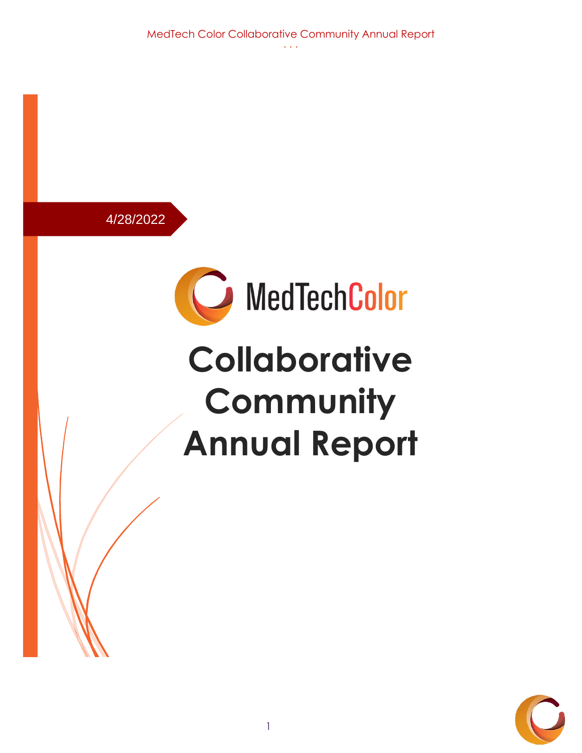4/28/2022

MedTechColor

# Collaborative Community Annual Report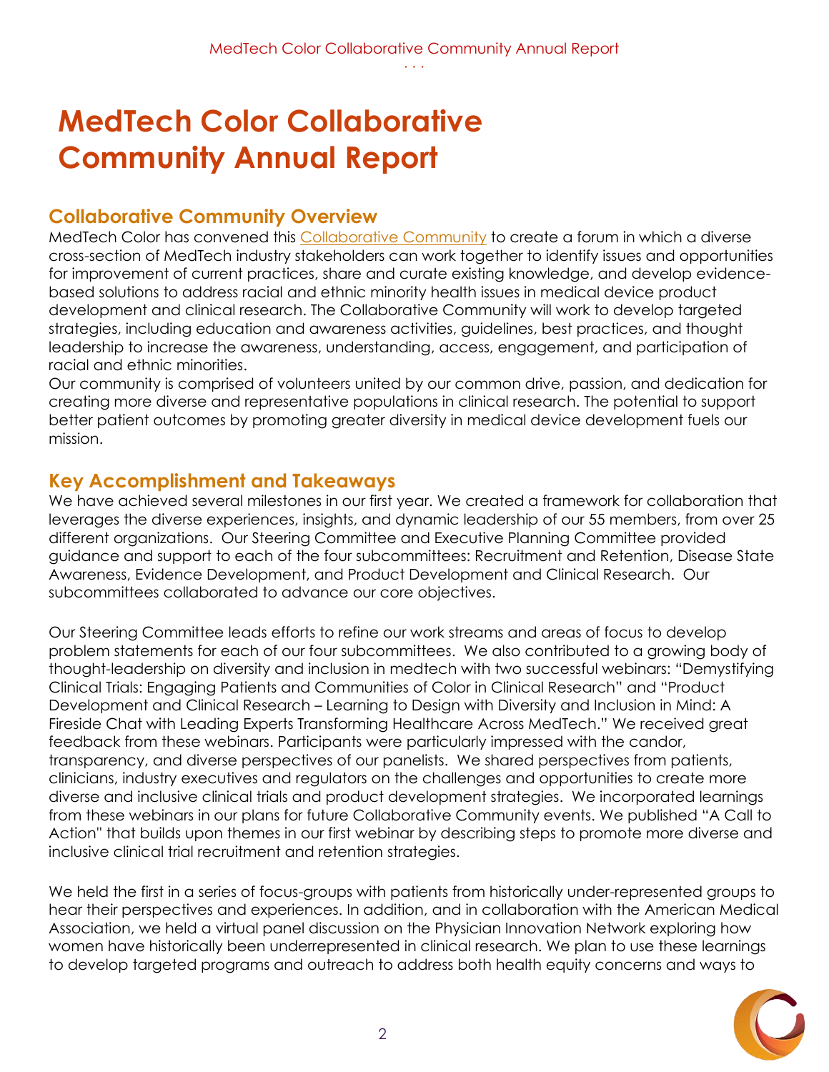# MedTech Color Collaborative Community Annual Report

## Collaborative Community Overview

MedTech Color has convened this Collaborative Community to create a forum in which a diverse cross-section of MedTech industry stakeholders can work together to identify issues and opportunities for improvement of current practices, share and curate existing knowledge, and develop evidence-based solutions to address racial and ethnic minority health issues in medical device product development and clinical research. The Collaborative Community will work to develop targeted strategies, including education and awareness activities, guidelines, best practices, and thought leadership to increase the awareness, understanding, access, engagement, and participation of racial and ethnic minorities.

Our community is comprised of volunteers united by our common drive, passion, and dedication for creating more diverse and representative populations in clinical research. The potential to support better patient outcomes by promoting greater diversity in medical device development fuels our mission.

## Key Accomplishment and Takeaways

We have achieved several milestones in our first year. We created a framework for collaboration that leverages the diverse experiences, insights, and dynamic leadership of our 55 members, from over 25 different organizations. Our Steering Committee and Executive Planning Committee provided guidance and support to each of the four subcommittees: Recruitment and Retention, Disease State Awareness, Evidence Development, and Product Development and Clinical Research. Our subcommittees collaborated to advance our core objectives.

Our Steering Committee leads efforts to refine our work streams and areas of focus to develop problem statements for each of our four subcommittees. We also contributed to a growing body of thought-leadership on diversity and inclusion in medtech with two successful webinars: "Demystifying Clinical Trials: Engaging Patients and Communities of Color in Clinical Research" and "Product Development and Clinical Research – Learning to Design with Diversity and Inclusion in Mind: A Fireside Chat with Leading Experts Transforming Healthcare Across MedTech." We received great feedback from these webinars. Participants were particularly impressed with the candor, transparency, and diverse perspectives of our panelists. We shared perspectives from patients, clinicians, industry executives and regulators on the challenges and opportunities to create more diverse and inclusive clinical trials and product development strategies. We incorporated learnings from these webinars in our plans for future Collaborative Community events. We published "A Call to Action" that builds upon themes in our first webinar by describing steps to promote more diverse and inclusive clinical trial recruitment and retention strategies.

We held the first in a series of focus-groups with patients from historically under-represented groups to hear their perspectives and experiences. In addition, and in collaboration with the American Medical Association, we held a virtual panel discussion on the Physician Innovation Network exploring how women have historically been underrepresented in clinical research. We plan to use these learnings to develop targeted programs and outreach to address both health equity concerns and ways to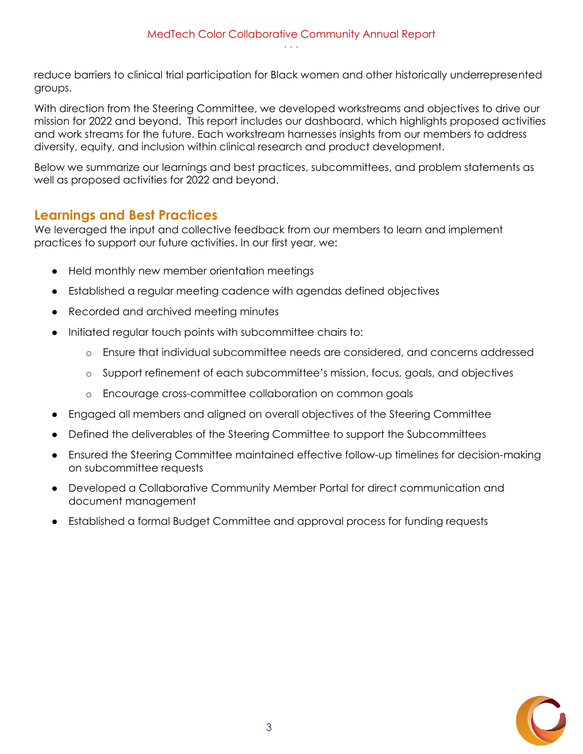reduce barriers to clinical trial participation for Black women and other historically underrepresented groups.

With direction from the Steering Committee, we developed workstreams and objectives to drive our mission for 2022 and beyond. This report includes our dashboard, which highlights proposed activities and work streams for the future. Each workstream harnesses insights from our members to address diversity, equity, and inclusion within clinical research and product development.

Below we summarize our learnings and best practices, subcommittees, and problem statements as well as proposed activities for 2022 and beyond.

## Learnings and Best Practices

We leveraged the input and collective feedback from our members to learn and implement practices to support our future activities. In our first year, we:

- Held monthly new member orientation meetings
- Established a regular meeting cadence with agendas defined objectives
- Recorded and archived meeting minutes
- Initiated regular touch points with subcommittee chairs to:
  - Ensure that individual subcommittee needs are considered, and concerns addressed
  - Support refinement of each subcommittee's mission, focus, goals, and objectives
  - Encourage cross-committee collaboration on common goals
- Engaged all members and aligned on overall objectives of the Steering Committee
- Defined the deliverables of the Steering Committee to support the Subcommittees
- Ensured the Steering Committee maintained effective follow-up timelines for decision-making on subcommittee requests
- Developed a Collaborative Community Member Portal for direct communication and document management
- Established a formal Budget Committee and approval process for funding requests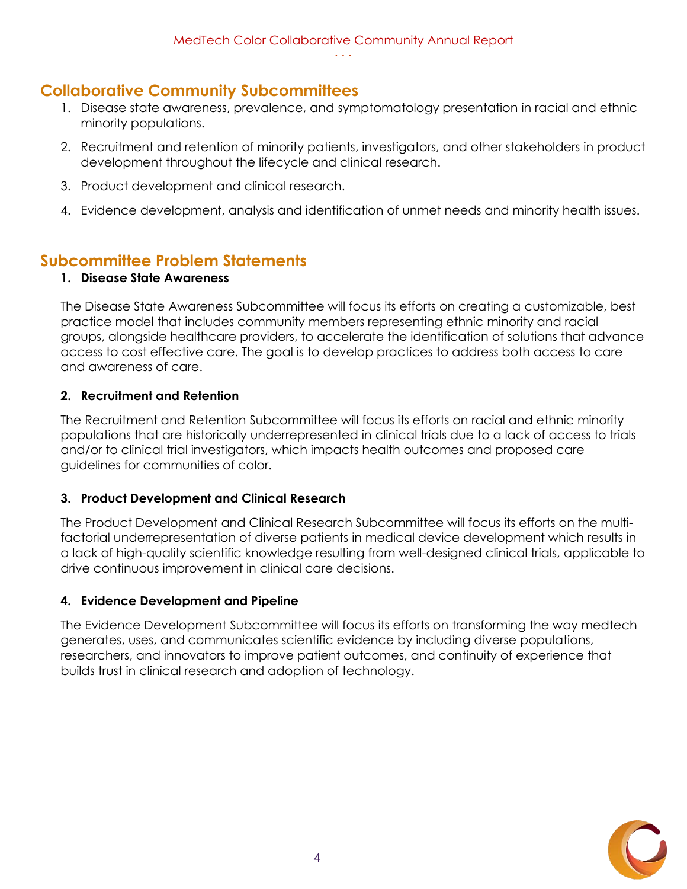## Collaborative Community Subcommittees

1. Disease state awareness, prevalence, and symptomatology presentation in racial and ethnic minority populations.
2. Recruitment and retention of minority patients, investigators, and other stakeholders in product development throughout the lifecycle and clinical research.
3. Product development and clinical research.
4. Evidence development, analysis and identification of unmet needs and minority health issues.

## Subcommittee Problem Statements

**1. Disease State Awareness**

The Disease State Awareness Subcommittee will focus its efforts on creating a customizable, best practice model that includes community members representing ethnic minority and racial groups, alongside healthcare providers, to accelerate the identification of solutions that advance access to cost effective care. The goal is to develop practices to address both access to care and awareness of care.

**2. Recruitment and Retention**

The Recruitment and Retention Subcommittee will focus its efforts on racial and ethnic minority populations that are historically underrepresented in clinical trials due to a lack of access to trials and/or to clinical trial investigators, which impacts health outcomes and proposed care guidelines for communities of color.

**3. Product Development and Clinical Research**

The Product Development and Clinical Research Subcommittee will focus its efforts on the multi-factorial underrepresentation of diverse patients in medical device development which results in a lack of high-quality scientific knowledge resulting from well-designed clinical trials, applicable to drive continuous improvement in clinical care decisions.

**4. Evidence Development and Pipeline**

The Evidence Development Subcommittee will focus its efforts on transforming the way medtech generates, uses, and communicates scientific evidence by including diverse populations, researchers, and innovators to improve patient outcomes, and continuity of experience that builds trust in clinical research and adoption of technology.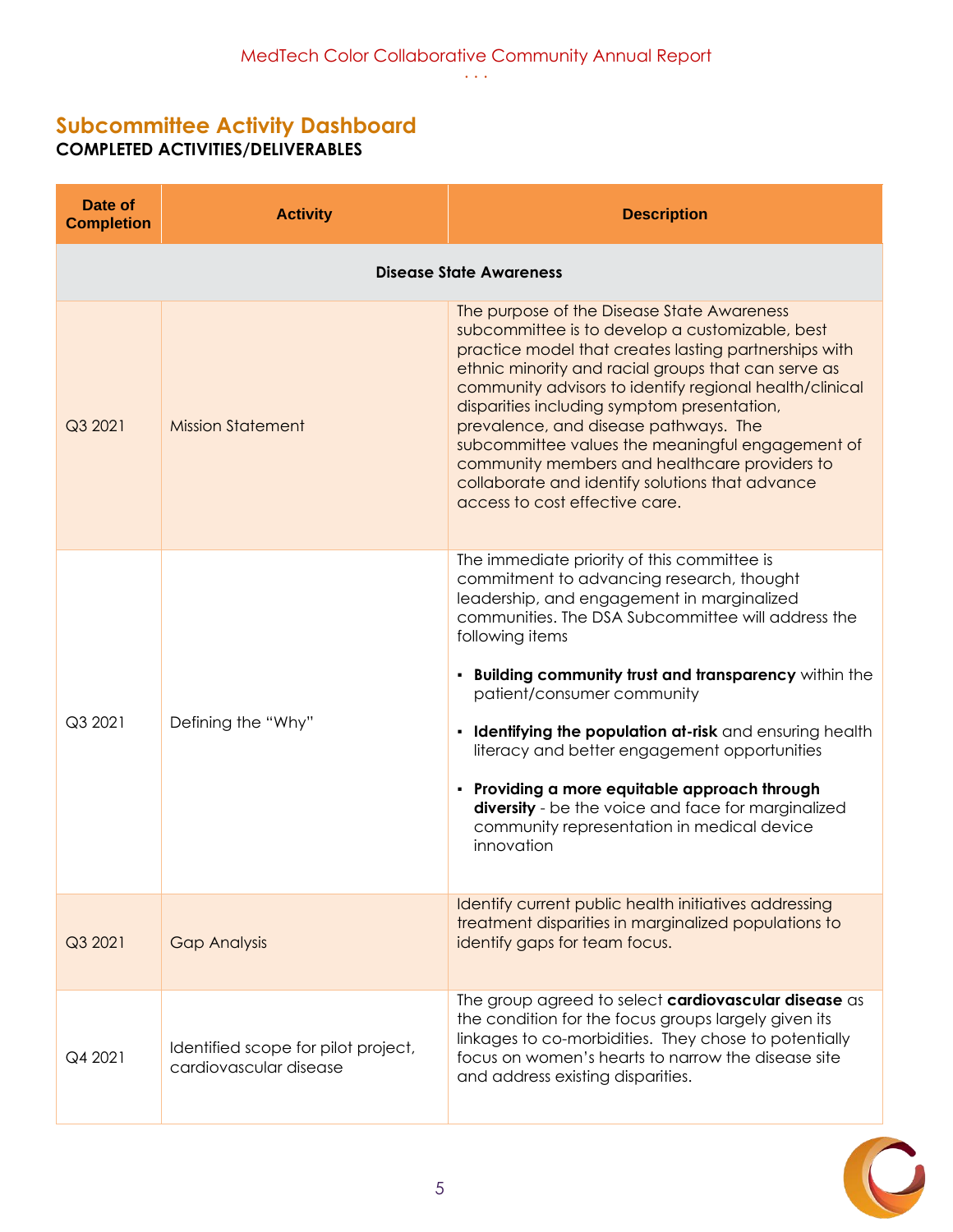## Subcommittee Activity Dashboard

**COMPLETED ACTIVITIES/DELIVERABLES**

| Date of Completion | Activity | Description |
|---|---|---|
| **Disease State Awareness** | | |
| Q3 2021 | Mission Statement | The purpose of the Disease State Awareness subcommittee is to develop a customizable, best practice model that creates lasting partnerships with ethnic minority and racial groups that can serve as community advisors to identify regional health/clinical disparities including symptom presentation, prevalence, and disease pathways. The subcommittee values the meaningful engagement of community members and healthcare providers to collaborate and identify solutions that advance access to cost effective care. |
| Q3 2021 | Defining the "Why" | The immediate priority of this committee is commitment to advancing research, thought leadership, and engagement in marginalized communities. The DSA Subcommittee will address the following items<br>▪ **Building community trust and transparency** within the patient/consumer community<br>▪ **Identifying the population at-risk** and ensuring health literacy and better engagement opportunities<br>▪ **Providing a more equitable approach through diversity** - be the voice and face for marginalized community representation in medical device innovation |
| Q3 2021 | Gap Analysis | Identify current public health initiatives addressing treatment disparities in marginalized populations to identify gaps for team focus. |
| Q4 2021 | Identified scope for pilot project, cardiovascular disease | The group agreed to select **cardiovascular disease** as the condition for the focus groups largely given its linkages to co-morbidities. They chose to potentially focus on women's hearts to narrow the disease site and address existing disparities. |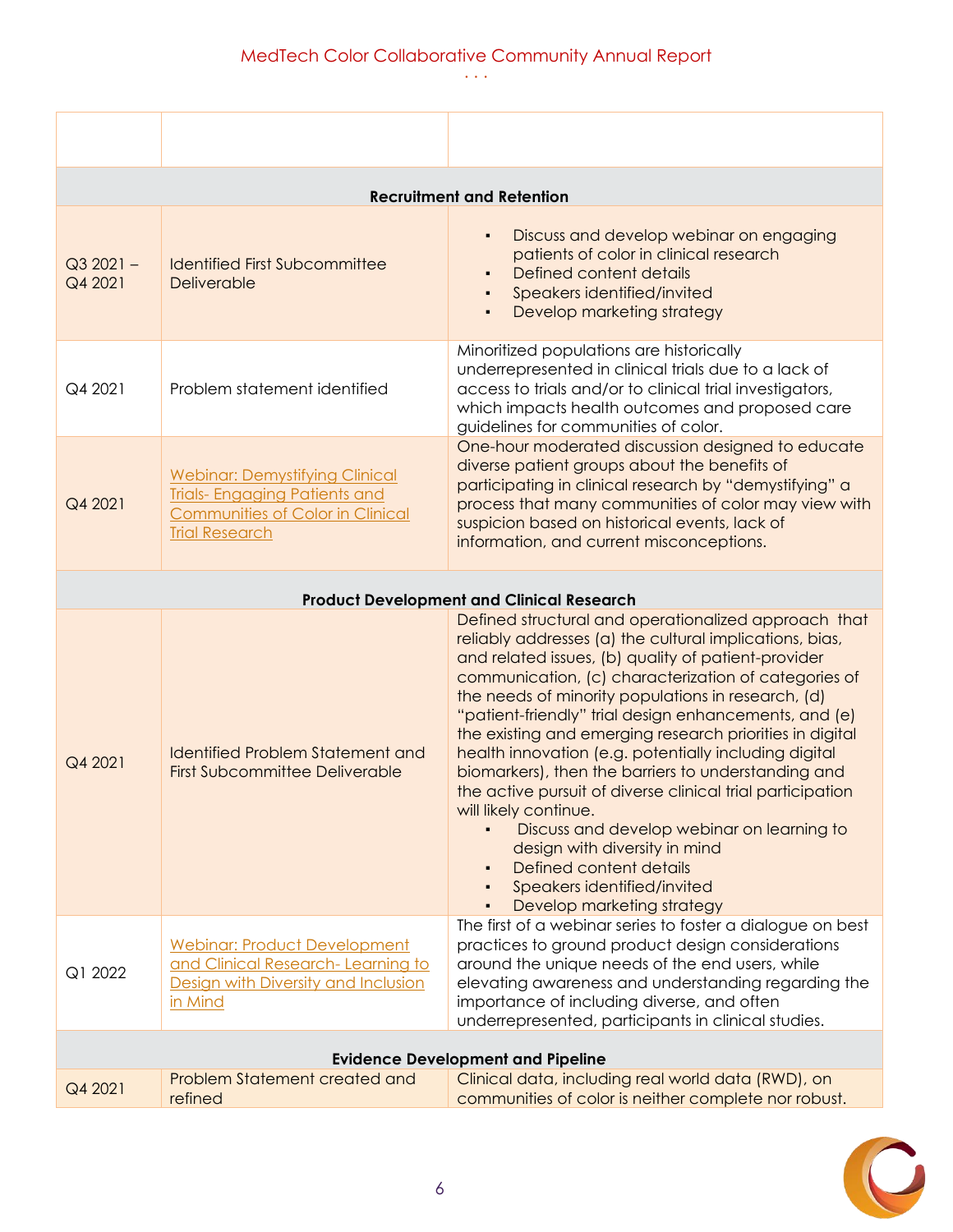| | | |
|---|---|---|
| **Recruitment and Retention** | | |
| Q3 2021 – Q4 2021 | Identified First Subcommittee Deliverable | ▪ Discuss and develop webinar on engaging patients of color in clinical research<br>▪ Defined content details<br>▪ Speakers identified/invited<br>▪ Develop marketing strategy |
| Q4 2021 | Problem statement identified | Minoritized populations are historically underrepresented in clinical trials due to a lack of access to trials and/or to clinical trial investigators, which impacts health outcomes and proposed care guidelines for communities of color. |
| Q4 2021 | Webinar: Demystifying Clinical Trials- Engaging Patients and Communities of Color in Clinical Trial Research | One-hour moderated discussion designed to educate diverse patient groups about the benefits of participating in clinical research by "demystifying" a process that many communities of color may view with suspicion based on historical events, lack of information, and current misconceptions. |
| **Product Development and Clinical Research** | | |
| Q4 2021 | Identified Problem Statement and First Subcommittee Deliverable | Defined structural and operationalized approach that reliably addresses (a) the cultural implications, bias, and related issues, (b) quality of patient-provider communication, (c) characterization of categories of the needs of minority populations in research, (d) "patient-friendly" trial design enhancements, and (e) the existing and emerging research priorities in digital health innovation (e.g. potentially including digital biomarkers), then the barriers to understanding and the active pursuit of diverse clinical trial participation will likely continue.<br>▪ Discuss and develop webinar on learning to design with diversity in mind<br>▪ Defined content details<br>▪ Speakers identified/invited<br>▪ Develop marketing strategy |
| Q1 2022 | Webinar: Product Development and Clinical Research- Learning to Design with Diversity and Inclusion in Mind | The first of a webinar series to foster a dialogue on best practices to ground product design considerations around the unique needs of the end users, while elevating awareness and understanding regarding the importance of including diverse, and often underrepresented, participants in clinical studies. |
| **Evidence Development and Pipeline** | | |
| Q4 2021 | Problem Statement created and refined | Clinical data, including real world data (RWD), on communities of color is neither complete nor robust. |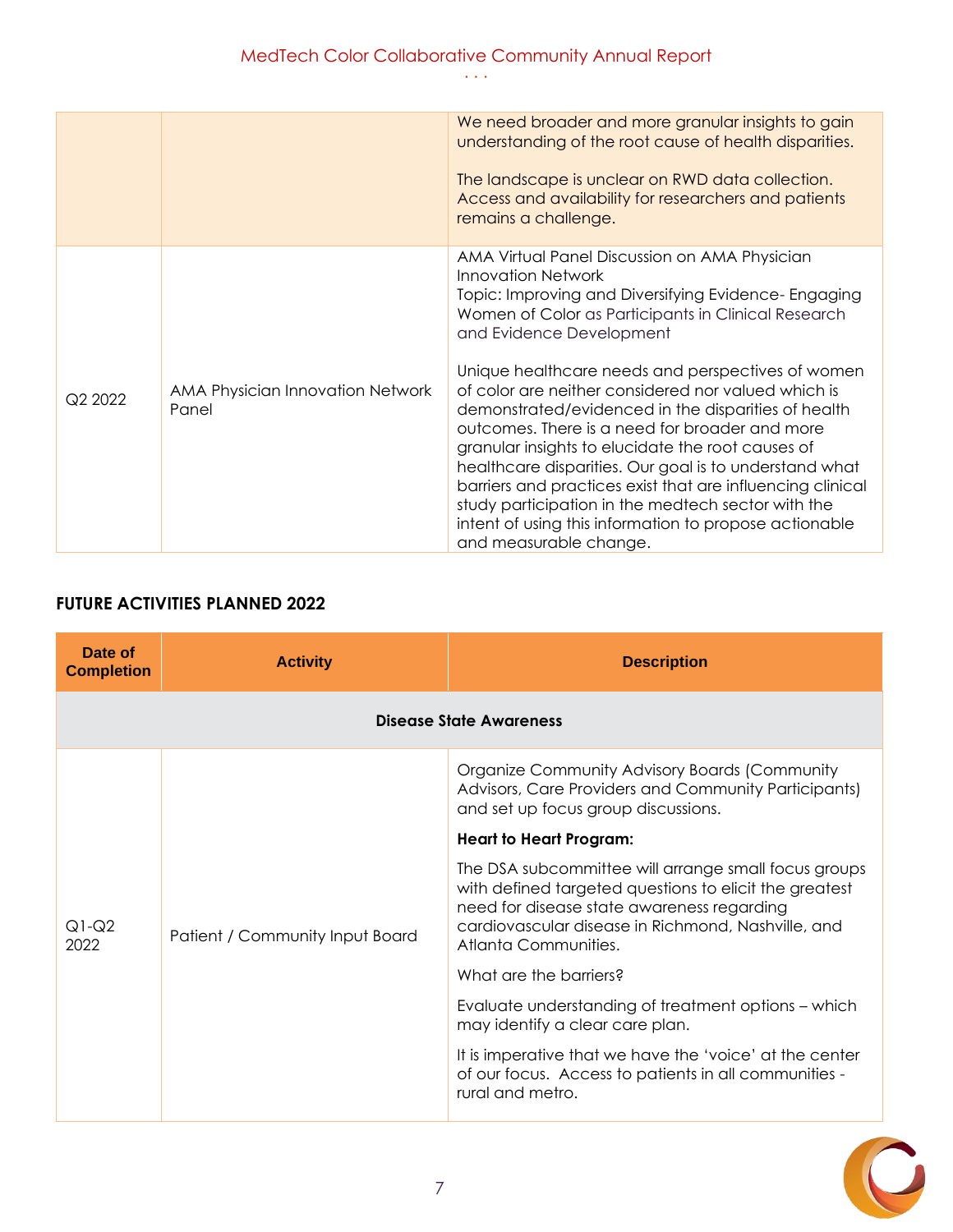| | | |
|---|---|---|
| | | We need broader and more granular insights to gain understanding of the root cause of health disparities.<br><br>The landscape is unclear on RWD data collection. Access and availability for researchers and patients remains a challenge. |
| Q2 2022 | AMA Physician Innovation Network Panel | AMA Virtual Panel Discussion on AMA Physician Innovation Network<br>Topic: Improving and Diversifying Evidence- Engaging Women of Color as Participants in Clinical Research and Evidence Development<br><br>Unique healthcare needs and perspectives of women of color are neither considered nor valued which is demonstrated/evidenced in the disparities of health outcomes. There is a need for broader and more granular insights to elucidate the root causes of healthcare disparities. Our goal is to understand what barriers and practices exist that are influencing clinical study participation in the medtech sector with the intent of using this information to propose actionable and measurable change. |

## FUTURE ACTIVITIES PLANNED 2022

| Date of Completion | Activity | Description |
|---|---|---|
| **Disease State Awareness** | | |
| Q1-Q2 2022 | Patient / Community Input Board | Organize Community Advisory Boards (Community Advisors, Care Providers and Community Participants) and set up focus group discussions.<br><br>**Heart to Heart Program:**<br><br>The DSA subcommittee will arrange small focus groups with defined targeted questions to elicit the greatest need for disease state awareness regarding cardiovascular disease in Richmond, Nashville, and Atlanta Communities.<br><br>What are the barriers?<br><br>Evaluate understanding of treatment options – which may identify a clear care plan.<br><br>It is imperative that we have the 'voice' at the center of our focus. Access to patients in all communities - rural and metro. |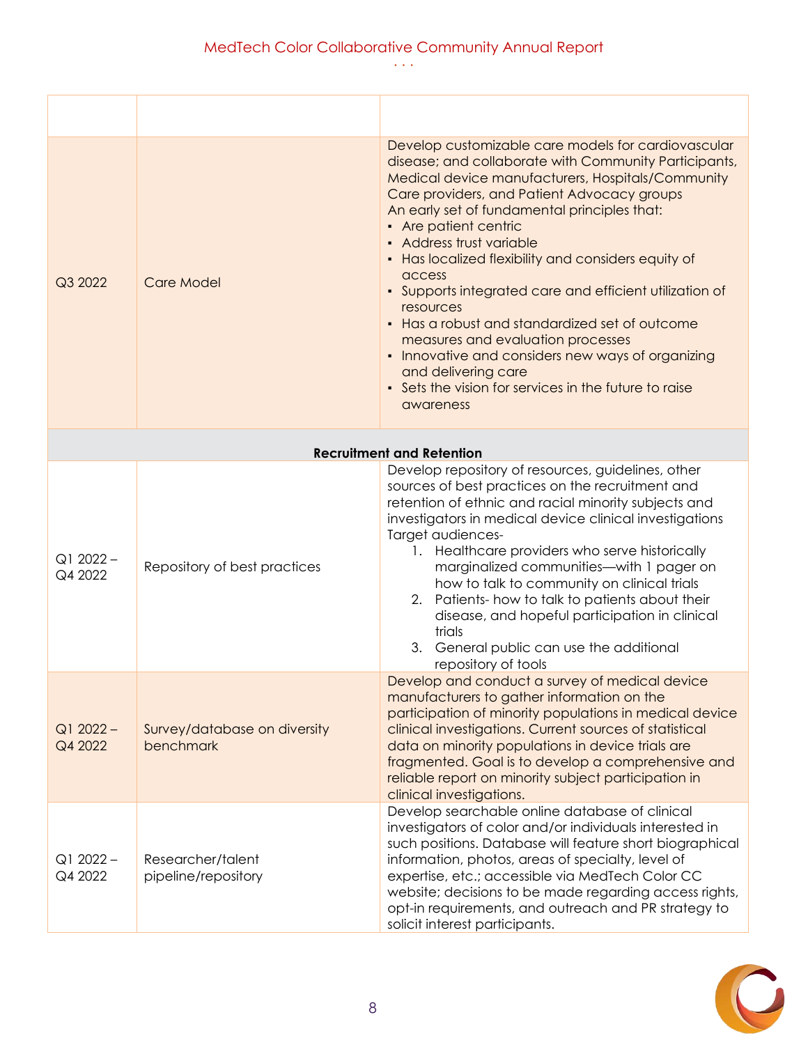| | | |
|---|---|---|
| Q3 2022 | Care Model | Develop customizable care models for cardiovascular disease; and collaborate with Community Participants, Medical device manufacturers, Hospitals/Community Care providers, and Patient Advocacy groups<br>An early set of fundamental principles that:<br>▪ Are patient centric<br>▪ Address trust variable<br>▪ Has localized flexibility and considers equity of access<br>▪ Supports integrated care and efficient utilization of resources<br>▪ Has a robust and standardized set of outcome measures and evaluation processes<br>▪ Innovative and considers new ways of organizing and delivering care<br>▪ Sets the vision for services in the future to raise awareness |
| **Recruitment and Retention** | | |
| Q1 2022 – Q4 2022 | Repository of best practices | Develop repository of resources, guidelines, other sources of best practices on the recruitment and retention of ethnic and racial minority subjects and investigators in medical device clinical investigations<br>Target audiences-<br>1. Healthcare providers who serve historically marginalized communities—with 1 pager on how to talk to community on clinical trials<br>2. Patients- how to talk to patients about their disease, and hopeful participation in clinical trials<br>3. General public can use the additional repository of tools |
| Q1 2022 – Q4 2022 | Survey/database on diversity benchmark | Develop and conduct a survey of medical device manufacturers to gather information on the participation of minority populations in medical device clinical investigations. Current sources of statistical data on minority populations in device trials are fragmented. Goal is to develop a comprehensive and reliable report on minority subject participation in clinical investigations. |
| Q1 2022 – Q4 2022 | Researcher/talent pipeline/repository | Develop searchable online database of clinical investigators of color and/or individuals interested in such positions. Database will feature short biographical information, photos, areas of specialty, level of expertise, etc.; accessible via MedTech Color CC website; decisions to be made regarding access rights, opt-in requirements, and outreach and PR strategy to solicit interest participants. |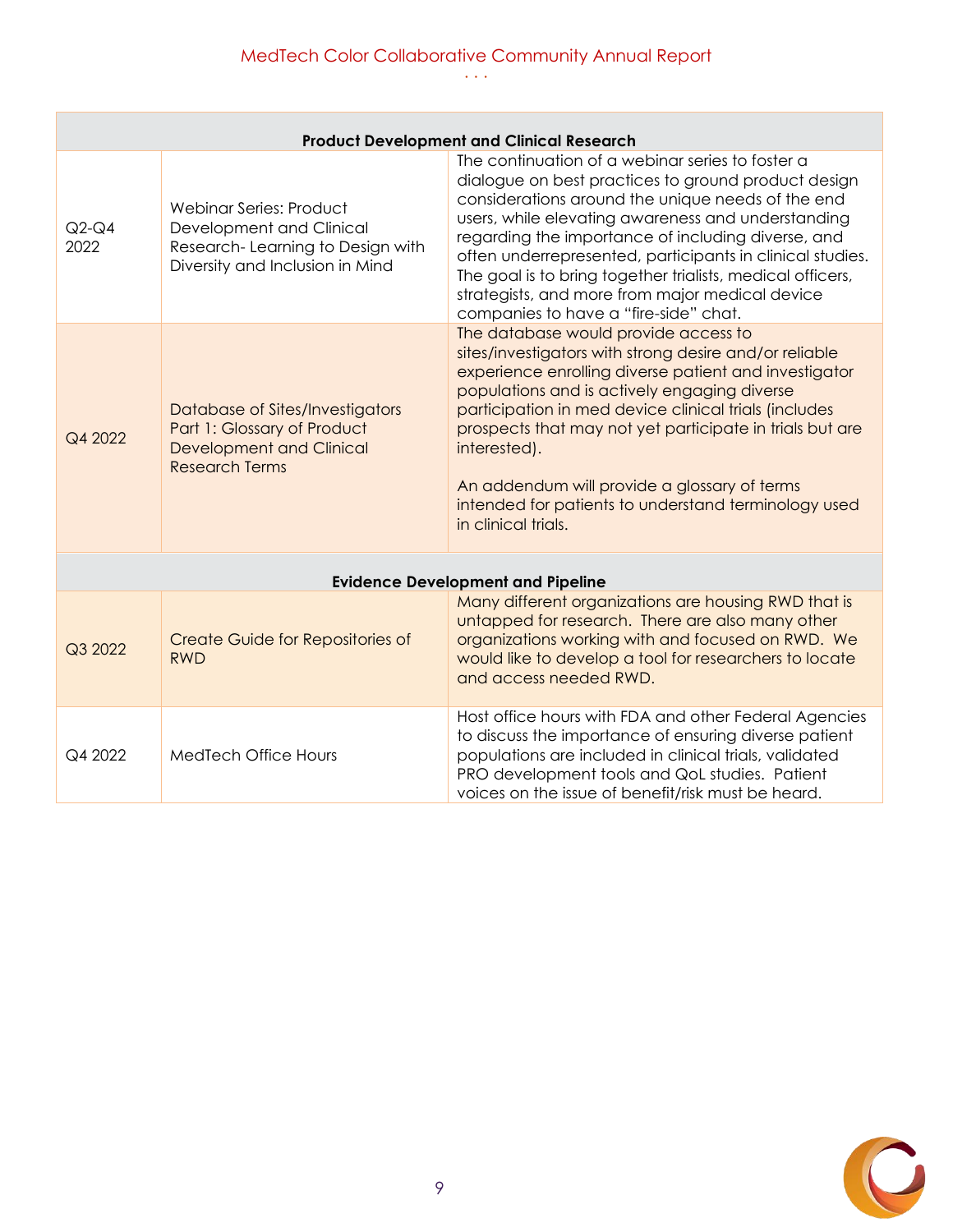| Product Development and Clinical Research | | |
|---|---|---|
| Q2-Q4 2022 | Webinar Series: Product Development and Clinical Research- Learning to Design with Diversity and Inclusion in Mind | The continuation of a webinar series to foster a dialogue on best practices to ground product design considerations around the unique needs of the end users, while elevating awareness and understanding regarding the importance of including diverse, and often underrepresented, participants in clinical studies. The goal is to bring together trialists, medical officers, strategists, and more from major medical device companies to have a "fire-side" chat. |
| Q4 2022 | Database of Sites/Investigators Part 1: Glossary of Product Development and Clinical Research Terms | The database would provide access to sites/investigators with strong desire and/or reliable experience enrolling diverse patient and investigator populations and is actively engaging diverse participation in med device clinical trials (includes prospects that may not yet participate in trials but are interested).<br><br>An addendum will provide a glossary of terms intended for patients to understand terminology used in clinical trials. |
| **Evidence Development and Pipeline** | | |
| Q3 2022 | Create Guide for Repositories of RWD | Many different organizations are housing RWD that is untapped for research. There are also many other organizations working with and focused on RWD. We would like to develop a tool for researchers to locate and access needed RWD. |
| Q4 2022 | MedTech Office Hours | Host office hours with FDA and other Federal Agencies to discuss the importance of ensuring diverse patient populations are included in clinical trials, validated PRO development tools and QoL studies. Patient voices on the issue of benefit/risk must be heard. |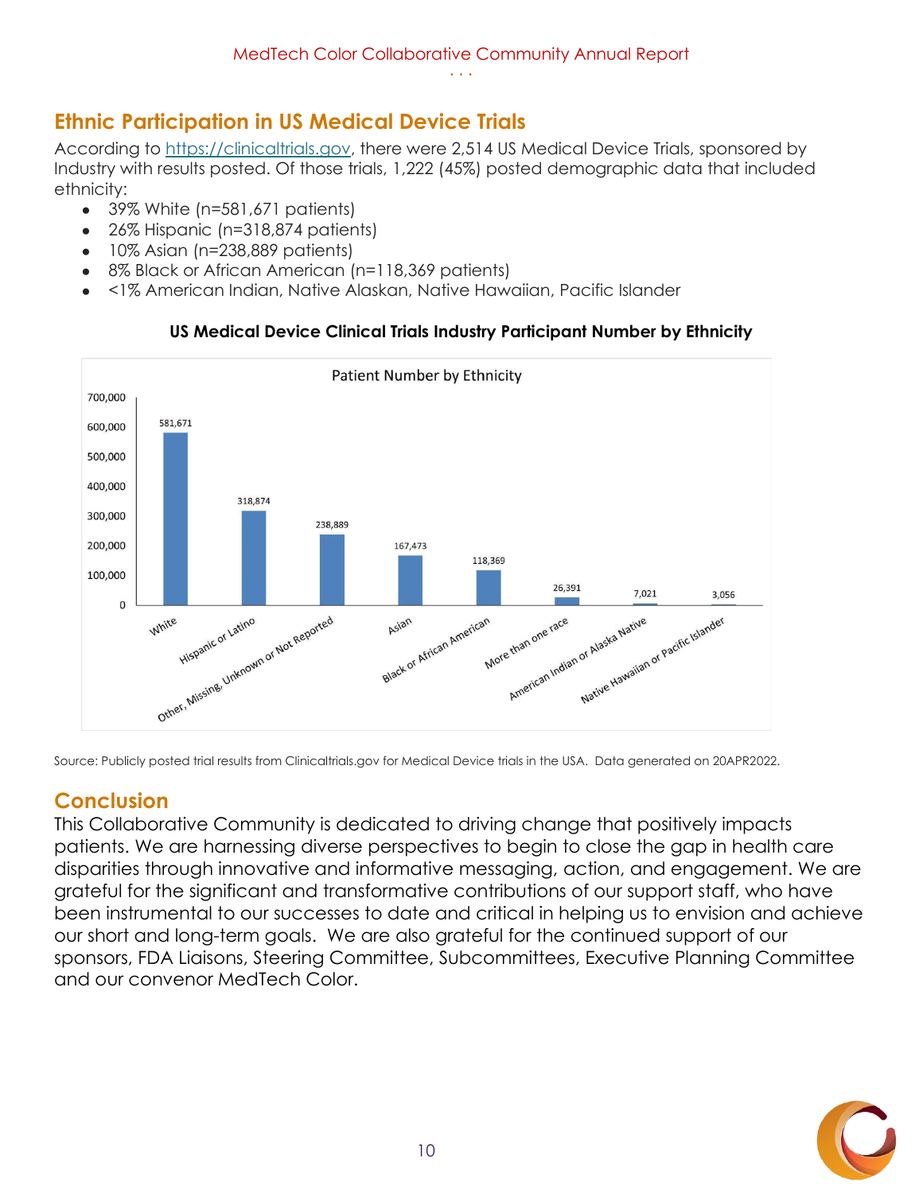## Ethnic Participation in US Medical Device Trials

According to https://clinicaltrials.gov, there were 2,514 US Medical Device Trials, sponsored by Industry with results posted. Of those trials, 1,222 (45%) posted demographic data that included ethnicity:

- 39% White (n=581,671 patients)
- 26% Hispanic (n=318,874 patients)
- 10% Asian (n=238,889 patients)
- 8% Black or African American (n=118,369 patients)
- <1% American Indian, Native Alaskan, Native Hawaiian, Pacific Islander

**US Medical Device Clinical Trials Industry Participant Number by Ethnicity**

Patient Number by Ethnicity

| Ethnicity | Patient Number |
|---|---|
| White | 581,671 |
| Hispanic or Latino | 318,874 |
| Other, Missing, Unknown or Not Reported | 238,889 |
| Asian | 167,473 |
| Black or African American | 118,369 |
| More than one race | 26,391 |
| American Indian or Alaska Native | 7,021 |
| Native Hawaiian or Pacific Islander | 3,056 |

Source: Publicly posted trial results from Clinicaltrials.gov for Medical Device trials in the USA. Data generated on 20APR2022.

## Conclusion

This Collaborative Community is dedicated to driving change that positively impacts patients. We are harnessing diverse perspectives to begin to close the gap in health care disparities through innovative and informative messaging, action, and engagement. We are grateful for the significant and transformative contributions of our support staff, who have been instrumental to our successes to date and critical in helping us to envision and achieve our short and long-term goals. We are also grateful for the continued support of our sponsors, FDA Liaisons, Steering Committee, Subcommittees, Executive Planning Committee and our convenor MedTech Color.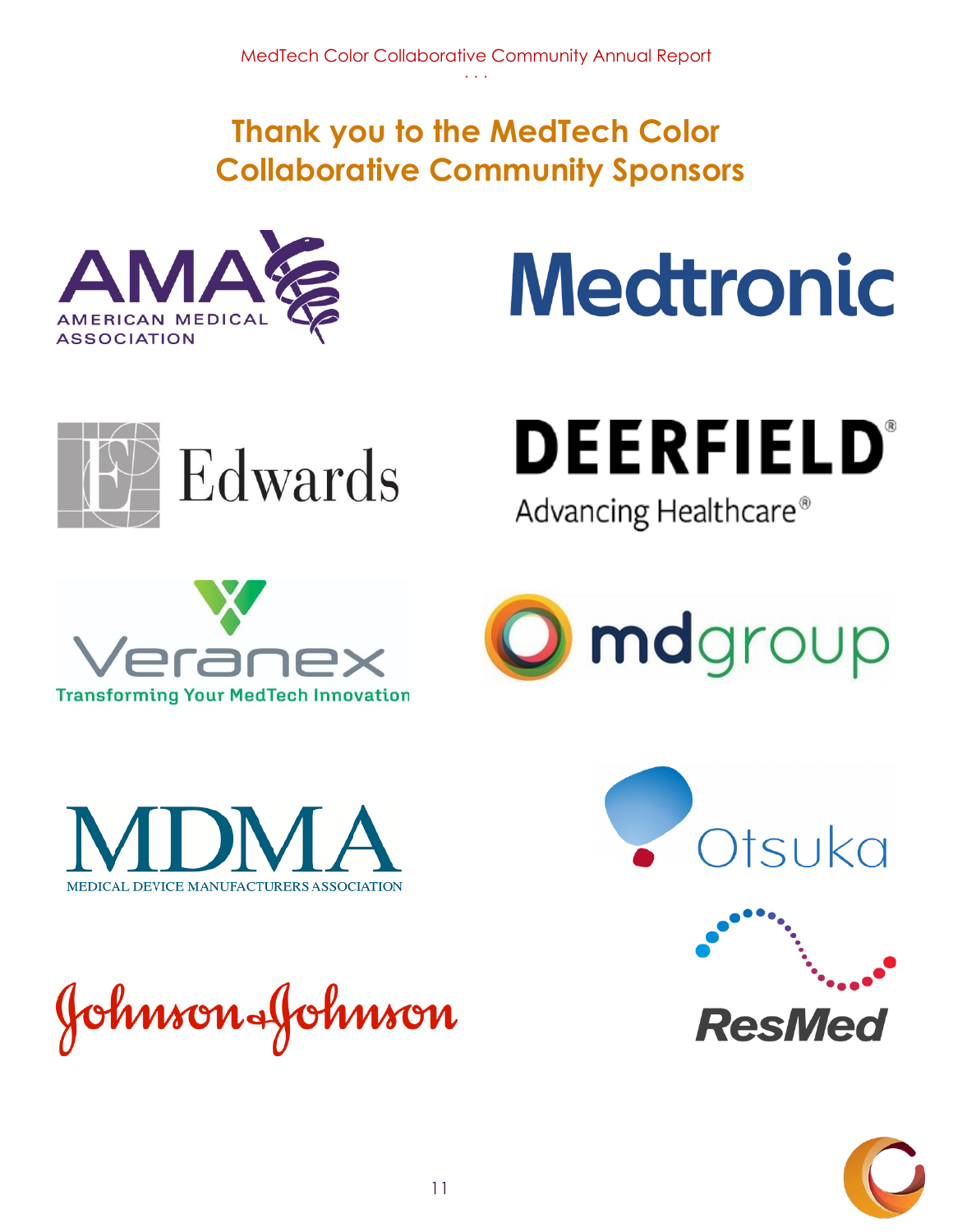# Thank you to the MedTech Color Collaborative Community Sponsors

AMA
AMERICAN MEDICAL ASSOCIATION

Medtronic

Edwards

DEERFIELD®
Advancing Healthcare®

Veranex
Transforming Your MedTech Innovation

mdgroup

MDMA
MEDICAL DEVICE MANUFACTURERS ASSOCIATION

Otsuka

Johnson & Johnson

ResMed